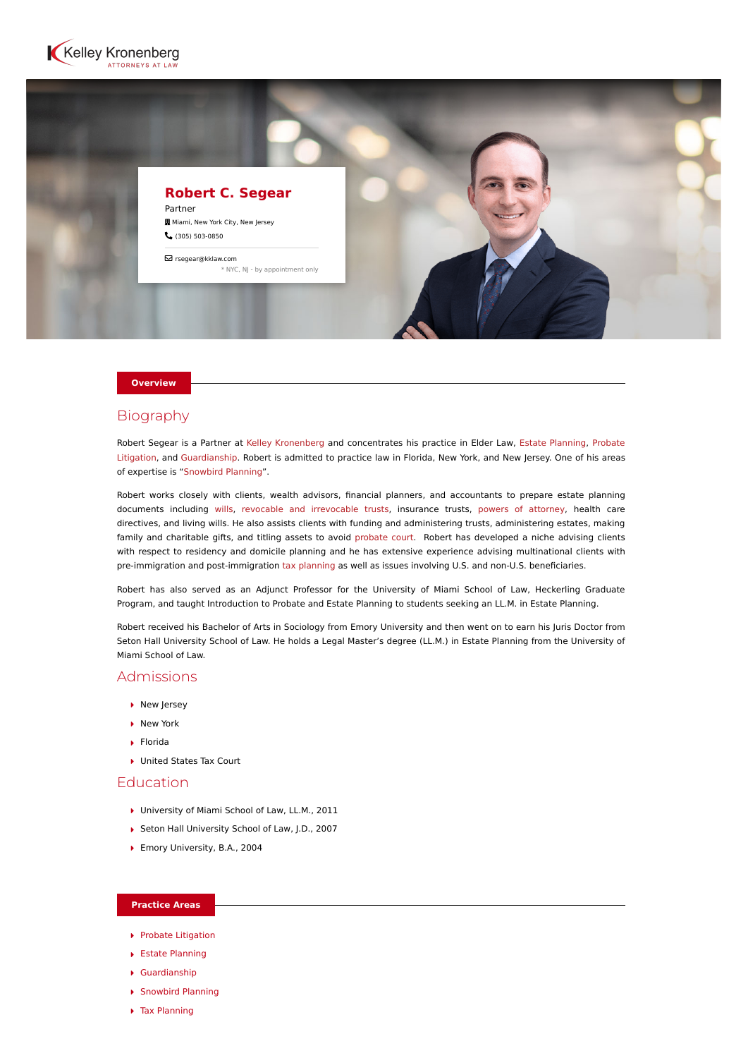Kelley Kronenberg
ATTORNEYS AT LAW

# Robert C. Segear

Partner

Miami, New York City, New Jersey

(305) 503-0850

rsegear@kklaw.com

* NYC, NJ - by appointment only

## Overview

### Biography

Robert Segear is a Partner at Kelley Kronenberg and concentrates his practice in Elder Law, Estate Planning, Probate Litigation, and Guardianship. Robert is admitted to practice law in Florida, New York, and New Jersey. One of his areas of expertise is "Snowbird Planning".

Robert works closely with clients, wealth advisors, financial planners, and accountants to prepare estate planning documents including wills, revocable and irrevocable trusts, insurance trusts, powers of attorney, health care directives, and living wills. He also assists clients with funding and administering trusts, administering estates, making family and charitable gifts, and titling assets to avoid probate court. Robert has developed a niche advising clients with respect to residency and domicile planning and he has extensive experience advising multinational clients with pre-immigration and post-immigration tax planning as well as issues involving U.S. and non-U.S. beneficiaries.

Robert has also served as an Adjunct Professor for the University of Miami School of Law, Heckerling Graduate Program, and taught Introduction to Probate and Estate Planning to students seeking an LL.M. in Estate Planning.

Robert received his Bachelor of Arts in Sociology from Emory University and then went on to earn his Juris Doctor from Seton Hall University School of Law. He holds a Legal Master's degree (LL.M.) in Estate Planning from the University of Miami School of Law.

### Admissions

- New Jersey
- New York
- Florida
- United States Tax Court

### Education

- University of Miami School of Law, LL.M., 2011
- Seton Hall University School of Law, J.D., 2007
- Emory University, B.A., 2004

## Practice Areas

- Probate Litigation
- Estate Planning
- Guardianship
- Snowbird Planning
- Tax Planning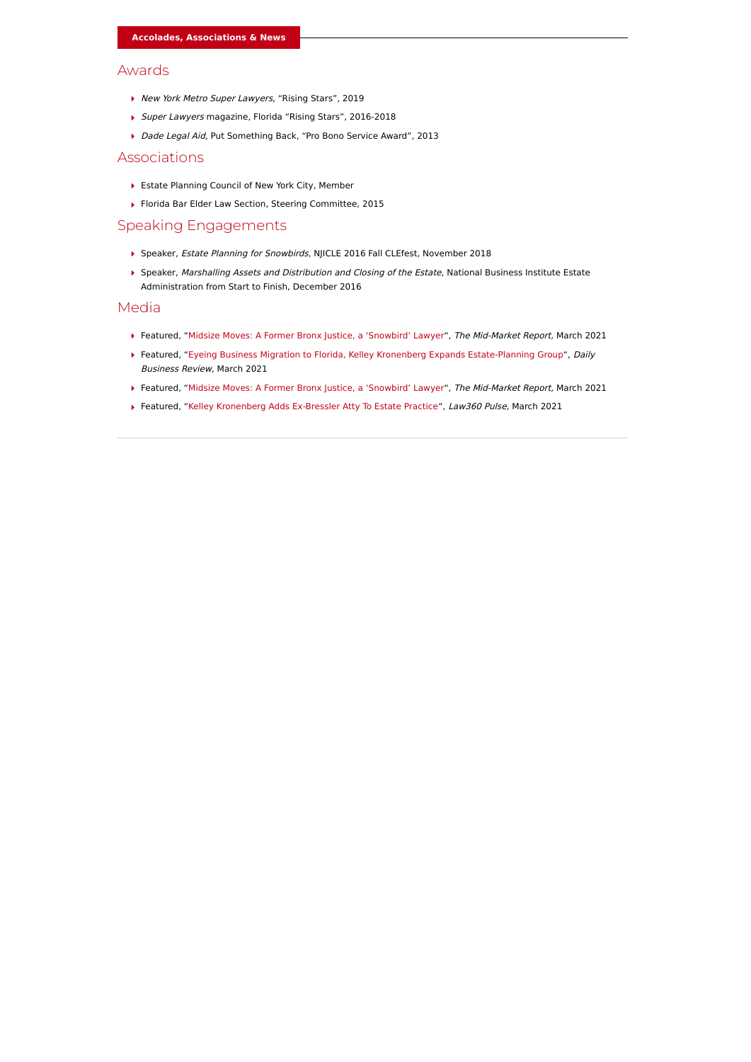## Accolades, Associations & News

### Awards

- *New York Metro Super Lawyers*, "Rising Stars", 2019
- *Super Lawyers* magazine, Florida "Rising Stars", 2016-2018
- *Dade Legal Aid*, Put Something Back, "Pro Bono Service Award", 2013

### Associations

- Estate Planning Council of New York City, Member
- Florida Bar Elder Law Section, Steering Committee, 2015

### Speaking Engagements

- Speaker, *Estate Planning for Snowbirds*, NJICLE 2016 Fall CLEfest, November 2018
- Speaker, *Marshalling Assets and Distribution and Closing of the Estate*, National Business Institute Estate Administration from Start to Finish, December 2016

### Media

- Featured, "Midsize Moves: A Former Bronx Justice, a 'Snowbird' Lawyer", *The Mid-Market Report*, March 2021
- Featured, "Eyeing Business Migration to Florida, Kelley Kronenberg Expands Estate-Planning Group", *Daily Business Review*, March 2021
- Featured, "Midsize Moves: A Former Bronx Justice, a 'Snowbird' Lawyer", *The Mid-Market Report*, March 2021
- Featured, "Kelley Kronenberg Adds Ex-Bressler Atty To Estate Practice", *Law360 Pulse*, March 2021